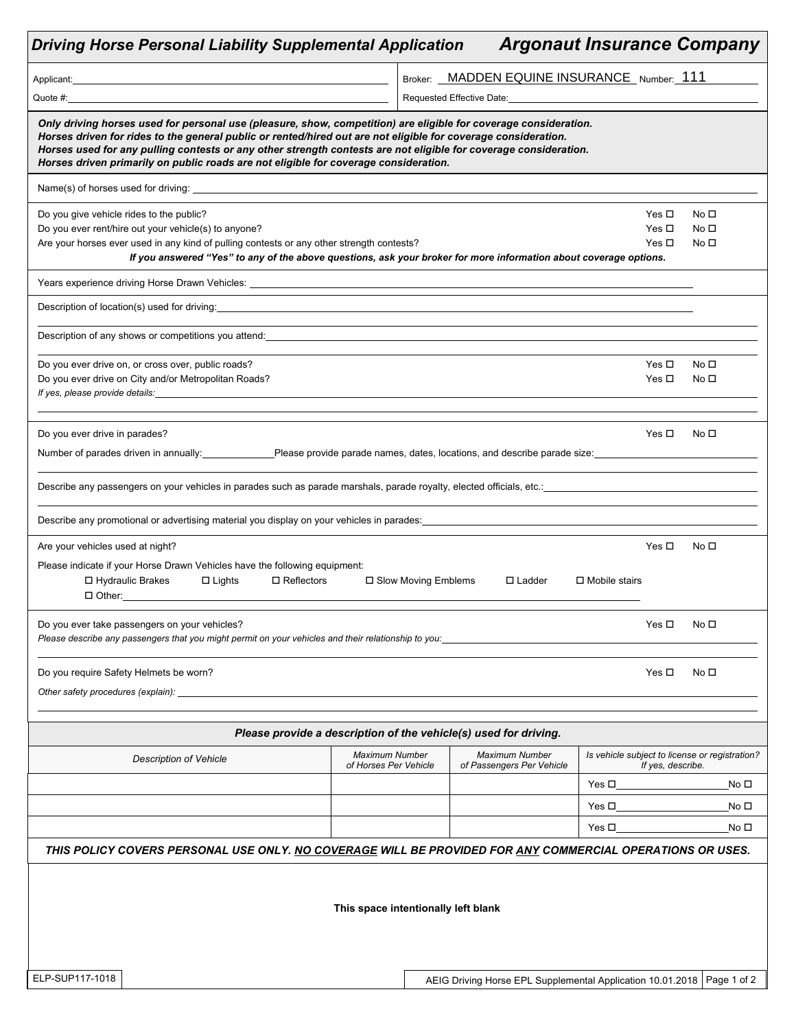## *Driving Horse Personal Liability Supplemental Application* — *Argonaut Insurance Company*

Applicant: ______________________ Broker: MADDEN EQUINE INSURANCE Number: 111

Quote #: ______________________ Requested Effective Date: ______________________

***Only driving horses used for personal use (pleasure, show, competition) are eligible for coverage consideration.***
***Horses driven for rides to the general public or rented/hired out are not eligible for coverage consideration.***
***Horses used for any pulling contests or any other strength contests are not eligible for coverage consideration.***
***Horses driven primarily on public roads are not eligible for coverage consideration.***

Name(s) of horses used for driving: ______________________

Do you give vehicle rides to the public? Yes ☐ No ☐

Do you ever rent/hire out your vehicle(s) to anyone? Yes ☐ No ☐

Are your horses ever used in any kind of pulling contests or any other strength contests? Yes ☐ No ☐

***If you answered "Yes" to any of the above questions, ask your broker for more information about coverage options.***

Years experience driving Horse Drawn Vehicles: ______________________

Description of location(s) used for driving: ______________________

Description of any shows or competitions you attend: ______________________

Do you ever drive on, or cross over, public roads? Yes ☐ No ☐

Do you ever drive on City and/or Metropolitan Roads? Yes ☐ No ☐

*If yes, please provide details:* ______________________

Do you ever drive in parades? Yes ☐ No ☐

Number of parades driven in annually: ________ Please provide parade names, dates, locations, and describe parade size: ______________________

Describe any passengers on your vehicles in parades such as parade marshals, parade royalty, elected officials, etc.: ______________________

Describe any promotional or advertising material you display on your vehicles in parades: ______________________

Are your vehicles used at night? Yes ☐ No ☐

Please indicate if your Horse Drawn Vehicles have the following equipment:

☐ Hydraulic Brakes ☐ Lights ☐ Reflectors ☐ Slow Moving Emblems ☐ Ladder ☐ Mobile stairs

☐ Other: ______________________

Do you ever take passengers on your vehicles? Yes ☐ No ☐

*Please describe any passengers that you might permit on your vehicles and their relationship to you:* ______________________

Do you require Safety Helmets be worn? Yes ☐ No ☐

*Other safety procedures (explain):* ______________________

***Please provide a description of the vehicle(s) used for driving.***

| *Description of Vehicle* | *Maximum Number of Horses Per Vehicle* | *Maximum Number of Passengers Per Vehicle* | *Is vehicle subject to license or registration? If yes, describe.* |
|---|---|---|---|
| | | | Yes ☐ ____ No ☐ |
| | | | Yes ☐ ____ No ☐ |
| | | | Yes ☐ ____ No ☐ |

***THIS POLICY COVERS PERSONAL USE ONLY. <u>NO COVERAGE</u> WILL BE PROVIDED FOR <u>ANY</u> COMMERCIAL OPERATIONS OR USES.***

**This space intentionally left blank**

ELP-SUP117-1018 — AEIG Driving Horse EPL Supplemental Application 10.01.2018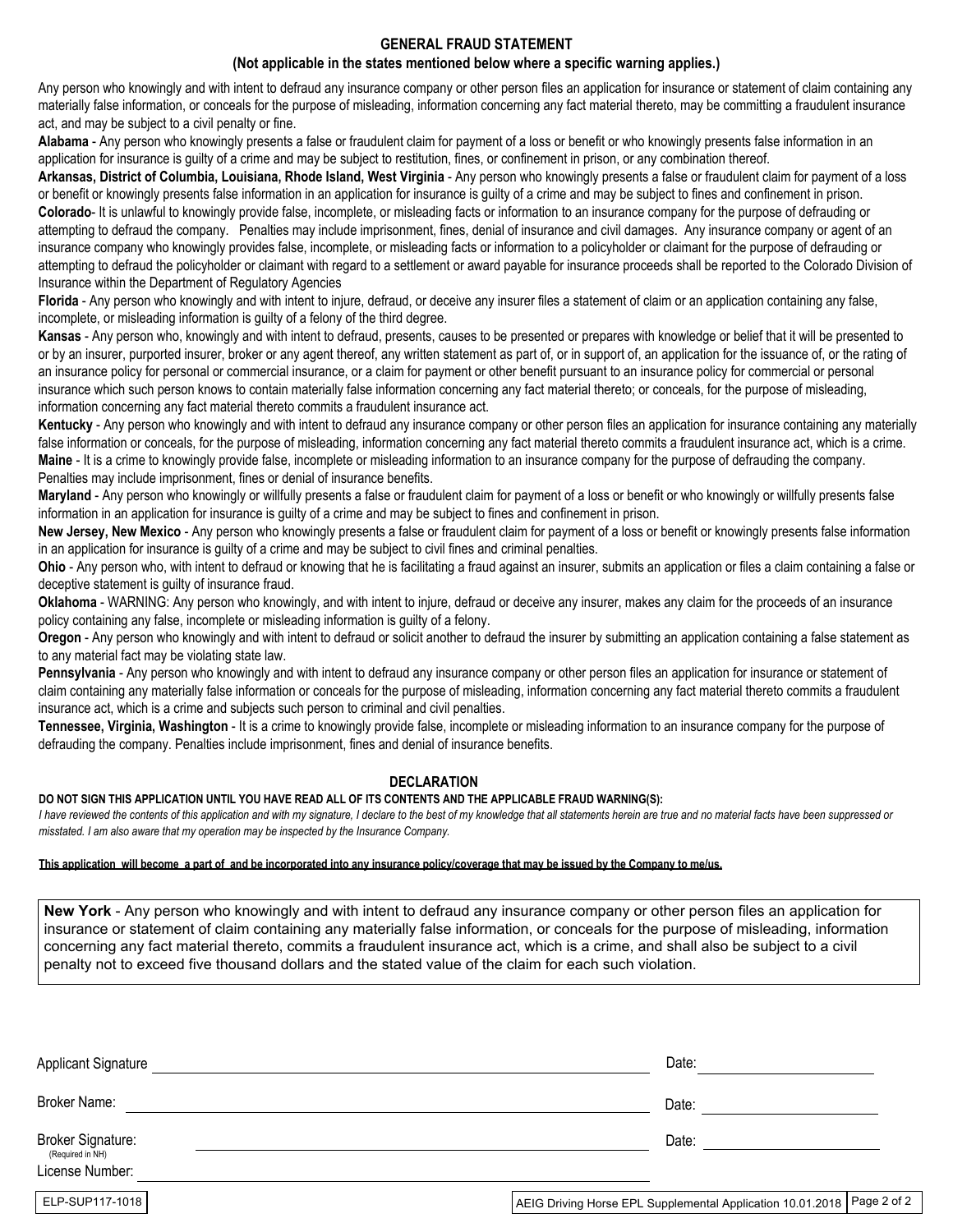## GENERAL FRAUD STATEMENT

**(Not applicable in the states mentioned below where a specific warning applies.)**

Any person who knowingly and with intent to defraud any insurance company or other person files an application for insurance or statement of claim containing any materially false information, or conceals for the purpose of misleading, information concerning any fact material thereto, may be committing a fraudulent insurance act, and may be subject to a civil penalty or fine.

**Alabama** - Any person who knowingly presents a false or fraudulent claim for payment of a loss or benefit or who knowingly presents false information in an application for insurance is guilty of a crime and may be subject to restitution, fines, or confinement in prison, or any combination thereof.

**Arkansas, District of Columbia, Louisiana, Rhode Island, West Virginia** - Any person who knowingly presents a false or fraudulent claim for payment of a loss or benefit or knowingly presents false information in an application for insurance is guilty of a crime and may be subject to fines and confinement in prison.

**Colorado**- It is unlawful to knowingly provide false, incomplete, or misleading facts or information to an insurance company for the purpose of defrauding or attempting to defraud the company. Penalties may include imprisonment, fines, denial of insurance and civil damages. Any insurance company or agent of an insurance company who knowingly provides false, incomplete, or misleading facts or information to a policyholder or claimant for the purpose of defrauding or attempting to defraud the policyholder or claimant with regard to a settlement or award payable for insurance proceeds shall be reported to the Colorado Division of Insurance within the Department of Regulatory Agencies

**Florida** - Any person who knowingly and with intent to injure, defraud, or deceive any insurer files a statement of claim or an application containing any false, incomplete, or misleading information is guilty of a felony of the third degree.

**Kansas** - Any person who, knowingly and with intent to defraud, presents, causes to be presented or prepares with knowledge or belief that it will be presented to or by an insurer, purported insurer, broker or any agent thereof, any written statement as part of, or in support of, an application for the issuance of, or the rating of an insurance policy for personal or commercial insurance, or a claim for payment or other benefit pursuant to an insurance policy for commercial or personal insurance which such person knows to contain materially false information concerning any fact material thereto; or conceals, for the purpose of misleading, information concerning any fact material thereto commits a fraudulent insurance act.

**Kentucky** - Any person who knowingly and with intent to defraud any insurance company or other person files an application for insurance containing any materially false information or conceals, for the purpose of misleading, information concerning any fact material thereto commits a fraudulent insurance act, which is a crime.

**Maine** - It is a crime to knowingly provide false, incomplete or misleading information to an insurance company for the purpose of defrauding the company. Penalties may include imprisonment, fines or denial of insurance benefits.

**Maryland** - Any person who knowingly or willfully presents a false or fraudulent claim for payment of a loss or benefit or who knowingly or willfully presents false information in an application for insurance is guilty of a crime and may be subject to fines and confinement in prison.

**New Jersey, New Mexico** - Any person who knowingly presents a false or fraudulent claim for payment of a loss or benefit or knowingly presents false information in an application for insurance is guilty of a crime and may be subject to civil fines and criminal penalties.

**Ohio** - Any person who, with intent to defraud or knowing that he is facilitating a fraud against an insurer, submits an application or files a claim containing a false or deceptive statement is guilty of insurance fraud.

**Oklahoma** - WARNING: Any person who knowingly, and with intent to injure, defraud or deceive any insurer, makes any claim for the proceeds of an insurance policy containing any false, incomplete or misleading information is guilty of a felony.

**Oregon** - Any person who knowingly and with intent to defraud or solicit another to defraud the insurer by submitting an application containing a false statement as to any material fact may be violating state law.

**Pennsylvania** - Any person who knowingly and with intent to defraud any insurance company or other person files an application for insurance or statement of claim containing any materially false information or conceals for the purpose of misleading, information concerning any fact material thereto commits a fraudulent insurance act, which is a crime and subjects such person to criminal and civil penalties.

**Tennessee, Virginia, Washington** - It is a crime to knowingly provide false, incomplete or misleading information to an insurance company for the purpose of defrauding the company. Penalties include imprisonment, fines and denial of insurance benefits.

## DECLARATION

**DO NOT SIGN THIS APPLICATION UNTIL YOU HAVE READ ALL OF ITS CONTENTS AND THE APPLICABLE FRAUD WARNING(S):**

*I have reviewed the contents of this application and with my signature, I declare to the best of my knowledge that all statements herein are true and no material facts have been suppressed or misstated. I am also aware that my operation may be inspected by the Insurance Company.*

**This application will become a part of and be incorporated into any insurance policy/coverage that may be issued by the Company to me/us.**

**New York** - Any person who knowingly and with intent to defraud any insurance company or other person files an application for insurance or statement of claim containing any materially false information, or conceals for the purpose of misleading, information concerning any fact material thereto, commits a fraudulent insurance act, which is a crime, and shall also be subject to a civil penalty not to exceed five thousand dollars and the stated value of the claim for each such violation.

Applicant Signature ______________________________ Date: ______________

Broker Name: ______________________________ Date: ______________

Broker Signature: (Required in NH) ______________________________ Date: ______________

License Number: ______________________________

ELP-SUP117-1018

AEIG Driving Horse EPL Supplemental Application 10.01.2018